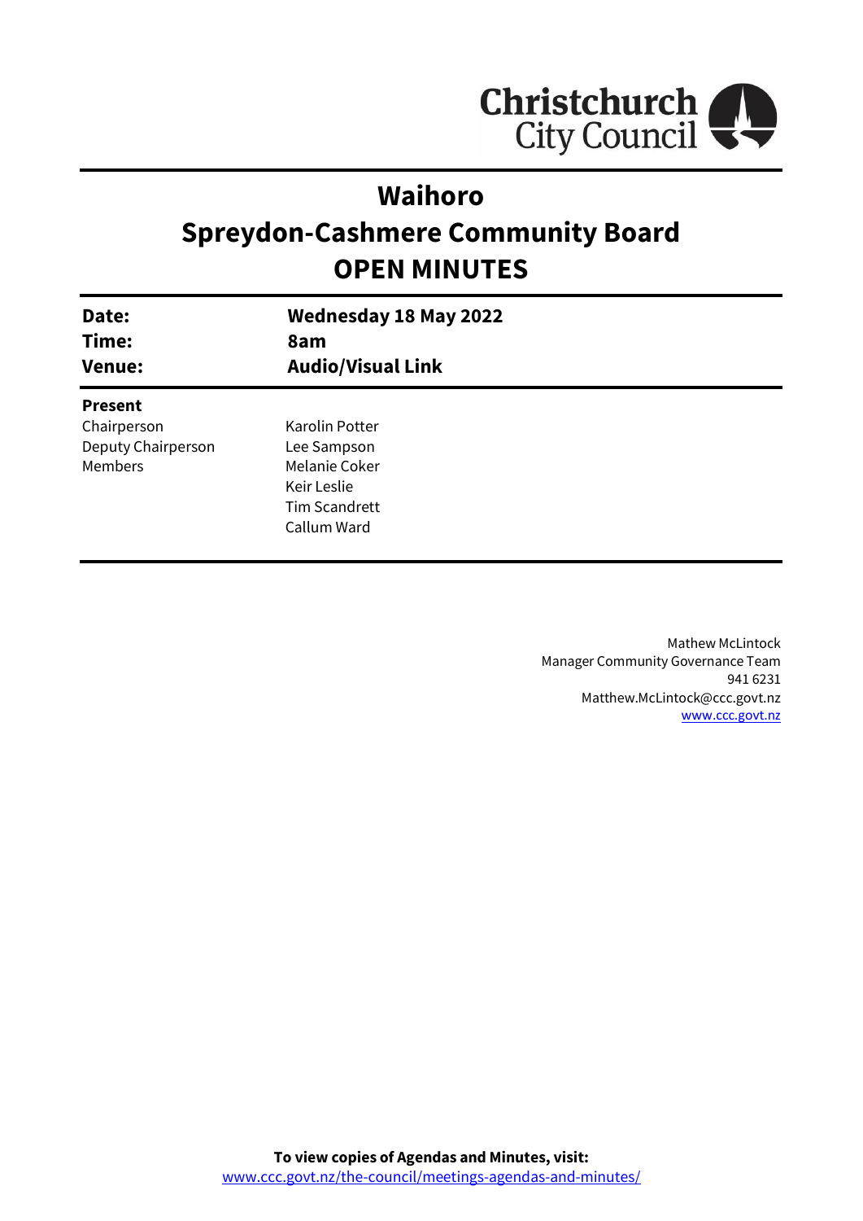Christchurch City Council

# Waihoro
# Spreydon-Cashmere Community Board
# OPEN MINUTES

| | |
|---|---|
| **Date:** | **Wednesday 18 May 2022** |
| **Time:** | **8am** |
| **Venue:** | **Audio/Visual Link** |

**Present**

| | |
|---|---|
| Chairperson | Karolin Potter |
| Deputy Chairperson | Lee Sampson |
| Members | Melanie Coker |
| | Keir Leslie |
| | Tim Scandrett |
| | Callum Ward |

Mathew McLintock
Manager Community Governance Team
941 6231
Matthew.McLintock@ccc.govt.nz
www.ccc.govt.nz

**To view copies of Agendas and Minutes, visit:**
www.ccc.govt.nz/the-council/meetings-agendas-and-minutes/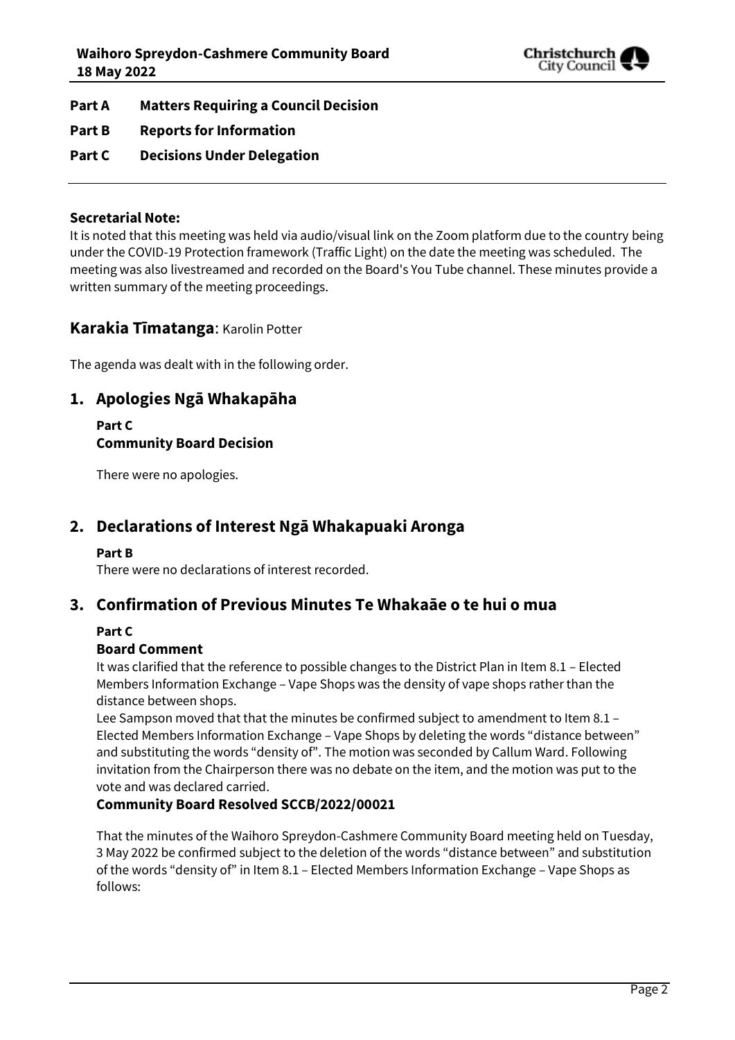**Part A Matters Requiring a Council Decision**

**Part B Reports for Information**

**Part C Decisions Under Delegation**

---

**Secretarial Note:**

It is noted that this meeting was held via audio/visual link on the Zoom platform due to the country being under the COVID-19 Protection framework (Traffic Light) on the date the meeting was scheduled. The meeting was also livestreamed and recorded on the Board's You Tube channel. These minutes provide a written summary of the meeting proceedings.

## Karakia Tīmatanga: Karolin Potter

The agenda was dealt with in the following order.

## 1. Apologies Ngā Whakapāha

**Part C**
**Community Board Decision**

There were no apologies.

## 2. Declarations of Interest Ngā Whakapuaki Aronga

**Part B**

There were no declarations of interest recorded.

## 3. Confirmation of Previous Minutes Te Whakaāe o te hui o mua

**Part C**

**Board Comment**

It was clarified that the reference to possible changes to the District Plan in Item 8.1 – Elected Members Information Exchange – Vape Shops was the density of vape shops rather than the distance between shops.

Lee Sampson moved that that the minutes be confirmed subject to amendment to Item 8.1 – Elected Members Information Exchange – Vape Shops by deleting the words "distance between" and substituting the words "density of". The motion was seconded by Callum Ward. Following invitation from the Chairperson there was no debate on the item, and the motion was put to the vote and was declared carried.

**Community Board Resolved SCCB/2022/00021**

That the minutes of the Waihoro Spreydon-Cashmere Community Board meeting held on Tuesday, 3 May 2022 be confirmed subject to the deletion of the words "distance between" and substitution of the words "density of" in Item 8.1 – Elected Members Information Exchange – Vape Shops as follows: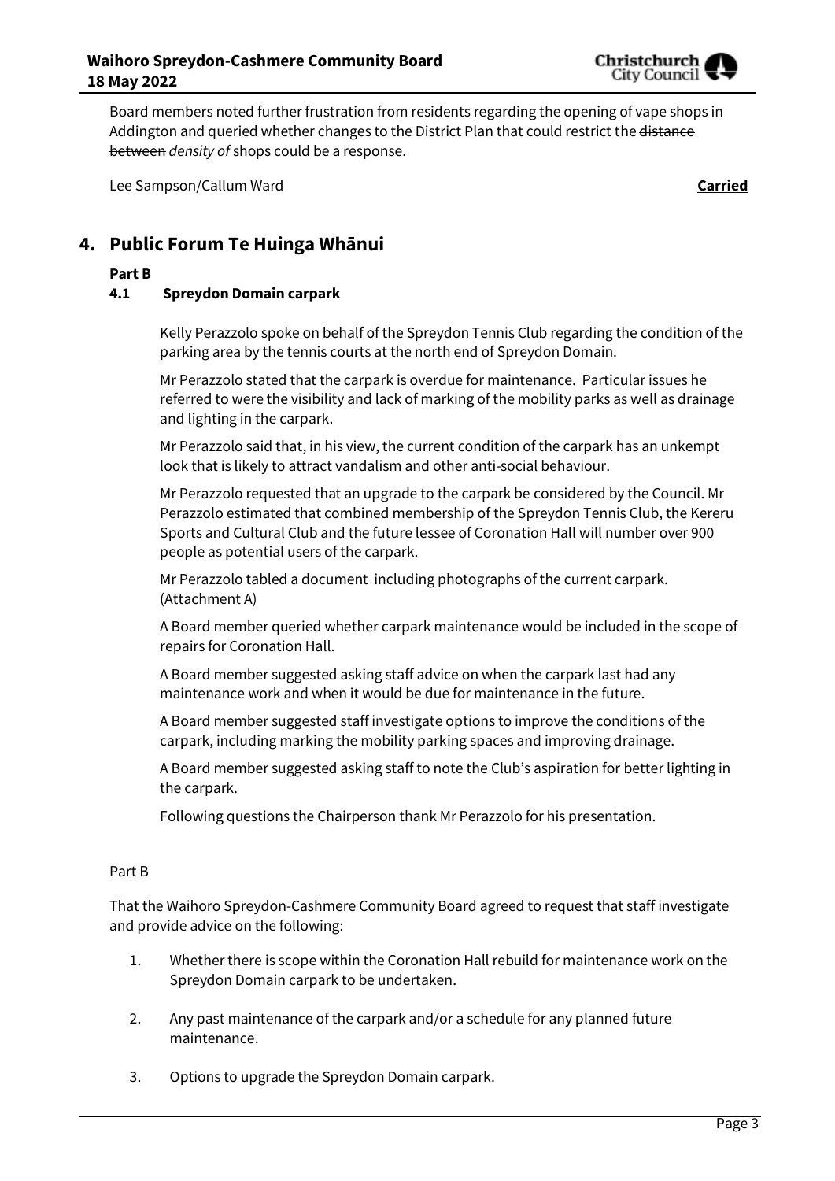Board members noted further frustration from residents regarding the opening of vape shops in Addington and queried whether changes to the District Plan that could restrict the ~~distance between~~ *density of* shops could be a response.

Lee Sampson/Callum Ward **Carried**

## 4. Public Forum Te Huinga Whānui

**Part B**

### 4.1 Spreydon Domain carpark

Kelly Perazzolo spoke on behalf of the Spreydon Tennis Club regarding the condition of the parking area by the tennis courts at the north end of Spreydon Domain.

Mr Perazzolo stated that the carpark is overdue for maintenance. Particular issues he referred to were the visibility and lack of marking of the mobility parks as well as drainage and lighting in the carpark.

Mr Perazzolo said that, in his view, the current condition of the carpark has an unkempt look that is likely to attract vandalism and other anti-social behaviour.

Mr Perazzolo requested that an upgrade to the carpark be considered by the Council. Mr Perazzolo estimated that combined membership of the Spreydon Tennis Club, the Kereru Sports and Cultural Club and the future lessee of Coronation Hall will number over 900 people as potential users of the carpark.

Mr Perazzolo tabled a document including photographs of the current carpark. (Attachment A)

A Board member queried whether carpark maintenance would be included in the scope of repairs for Coronation Hall.

A Board member suggested asking staff advice on when the carpark last had any maintenance work and when it would be due for maintenance in the future.

A Board member suggested staff investigate options to improve the conditions of the carpark, including marking the mobility parking spaces and improving drainage.

A Board member suggested asking staff to note the Club's aspiration for better lighting in the carpark.

Following questions the Chairperson thank Mr Perazzolo for his presentation.

Part B

That the Waihoro Spreydon-Cashmere Community Board agreed to request that staff investigate and provide advice on the following:

1. Whether there is scope within the Coronation Hall rebuild for maintenance work on the Spreydon Domain carpark to be undertaken.
2. Any past maintenance of the carpark and/or a schedule for any planned future maintenance.
3. Options to upgrade the Spreydon Domain carpark.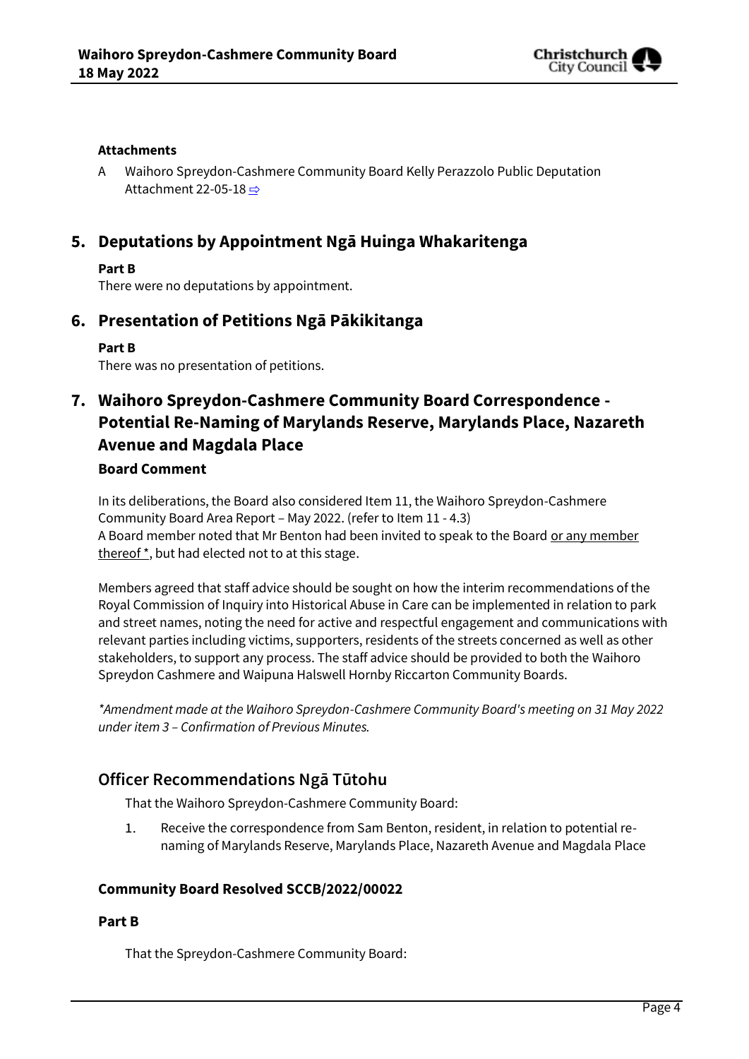**Attachments**

A Waihoro Spreydon-Cashmere Community Board Kelly Perazzolo Public Deputation Attachment 22-05-18 ⇨

## 5. Deputations by Appointment Ngā Huinga Whakaritenga

**Part B**

There were no deputations by appointment.

## 6. Presentation of Petitions Ngā Pākikitanga

**Part B**

There was no presentation of petitions.

## 7. Waihoro Spreydon-Cashmere Community Board Correspondence - Potential Re-Naming of Marylands Reserve, Marylands Place, Nazareth Avenue and Magdala Place

**Board Comment**

In its deliberations, the Board also considered Item 11, the Waihoro Spreydon-Cashmere Community Board Area Report – May 2022. (refer to Item 11 - 4.3)
A Board member noted that Mr Benton had been invited to speak to the Board <u>or any member thereof *</u>, but had elected not to at this stage.

Members agreed that staff advice should be sought on how the interim recommendations of the Royal Commission of Inquiry into Historical Abuse in Care can be implemented in relation to park and street names, noting the need for active and respectful engagement and communications with relevant parties including victims, supporters, residents of the streets concerned as well as other stakeholders, to support any process. The staff advice should be provided to both the Waihoro Spreydon Cashmere and Waipuna Halswell Hornby Riccarton Community Boards.

*\*Amendment made at the Waihoro Spreydon-Cashmere Community Board's meeting on 31 May 2022 under item 3 – Confirmation of Previous Minutes.*

### Officer Recommendations Ngā Tūtohu

That the Waihoro Spreydon-Cashmere Community Board:

1. Receive the correspondence from Sam Benton, resident, in relation to potential re-naming of Marylands Reserve, Marylands Place, Nazareth Avenue and Magdala Place

**Community Board Resolved SCCB/2022/00022**

**Part B**

That the Spreydon-Cashmere Community Board: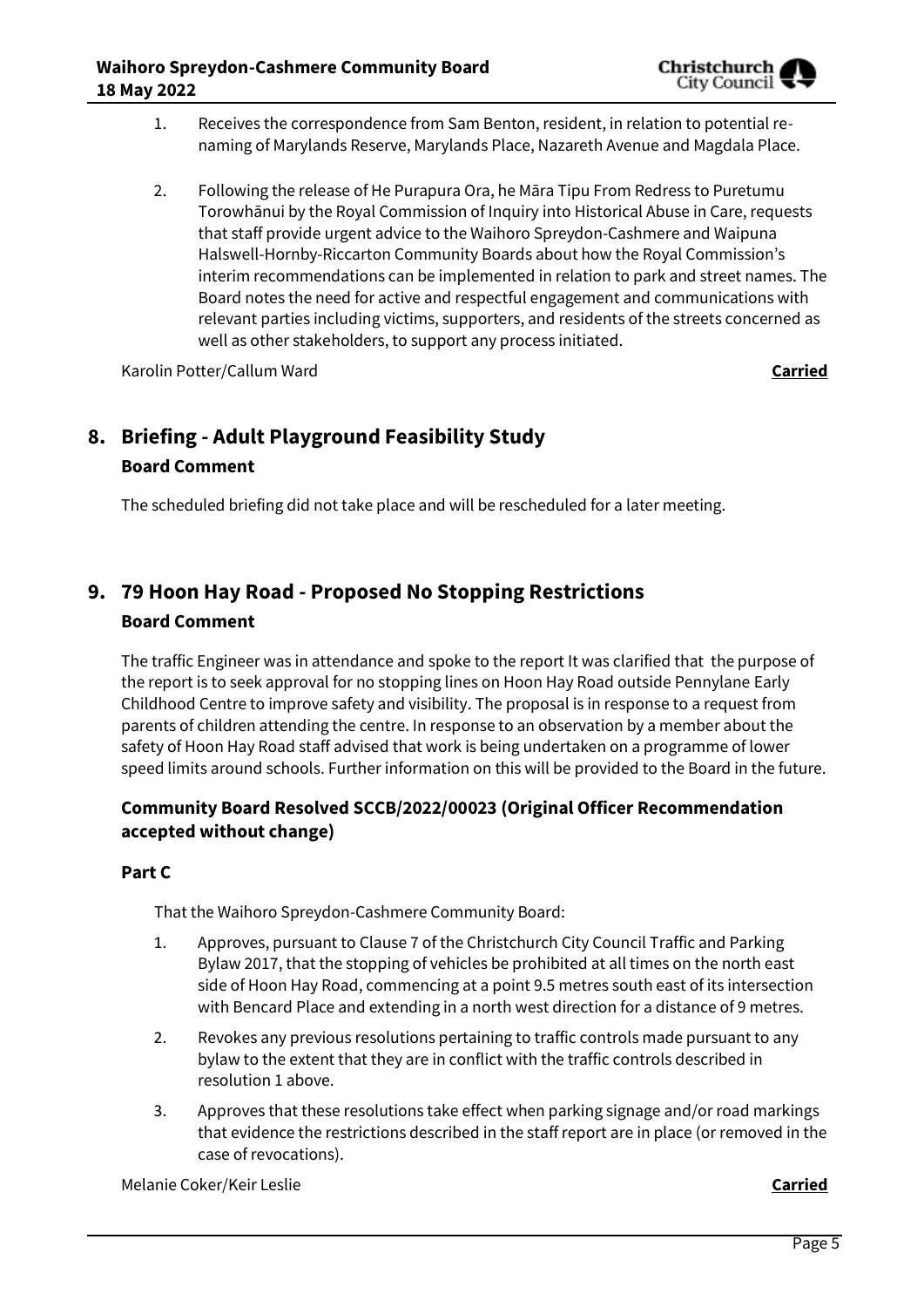1. Receives the correspondence from Sam Benton, resident, in relation to potential re-naming of Marylands Reserve, Marylands Place, Nazareth Avenue and Magdala Place.

2. Following the release of He Purapura Ora, he Māra Tipu From Redress to Puretumu Torowhānui by the Royal Commission of Inquiry into Historical Abuse in Care, requests that staff provide urgent advice to the Waihoro Spreydon-Cashmere and Waipuna Halswell-Hornby-Riccarton Community Boards about how the Royal Commission's interim recommendations can be implemented in relation to park and street names. The Board notes the need for active and respectful engagement and communications with relevant parties including victims, supporters, and residents of the streets concerned as well as other stakeholders, to support any process initiated.

Karolin Potter/Callum Ward **Carried**

## 8. Briefing - Adult Playground Feasibility Study

### Board Comment

The scheduled briefing did not take place and will be rescheduled for a later meeting.

## 9. 79 Hoon Hay Road - Proposed No Stopping Restrictions

### Board Comment

The traffic Engineer was in attendance and spoke to the report It was clarified that the purpose of the report is to seek approval for no stopping lines on Hoon Hay Road outside Pennylane Early Childhood Centre to improve safety and visibility. The proposal is in response to a request from parents of children attending the centre. In response to an observation by a member about the safety of Hoon Hay Road staff advised that work is being undertaken on a programme of lower speed limits around schools. Further information on this will be provided to the Board in the future.

### Community Board Resolved SCCB/2022/00023 (Original Officer Recommendation accepted without change)

### Part C

That the Waihoro Spreydon-Cashmere Community Board:

1. Approves, pursuant to Clause 7 of the Christchurch City Council Traffic and Parking Bylaw 2017, that the stopping of vehicles be prohibited at all times on the north east side of Hoon Hay Road, commencing at a point 9.5 metres south east of its intersection with Bencard Place and extending in a north west direction for a distance of 9 metres.

2. Revokes any previous resolutions pertaining to traffic controls made pursuant to any bylaw to the extent that they are in conflict with the traffic controls described in resolution 1 above.

3. Approves that these resolutions take effect when parking signage and/or road markings that evidence the restrictions described in the staff report are in place (or removed in the case of revocations).

Melanie Coker/Keir Leslie **Carried**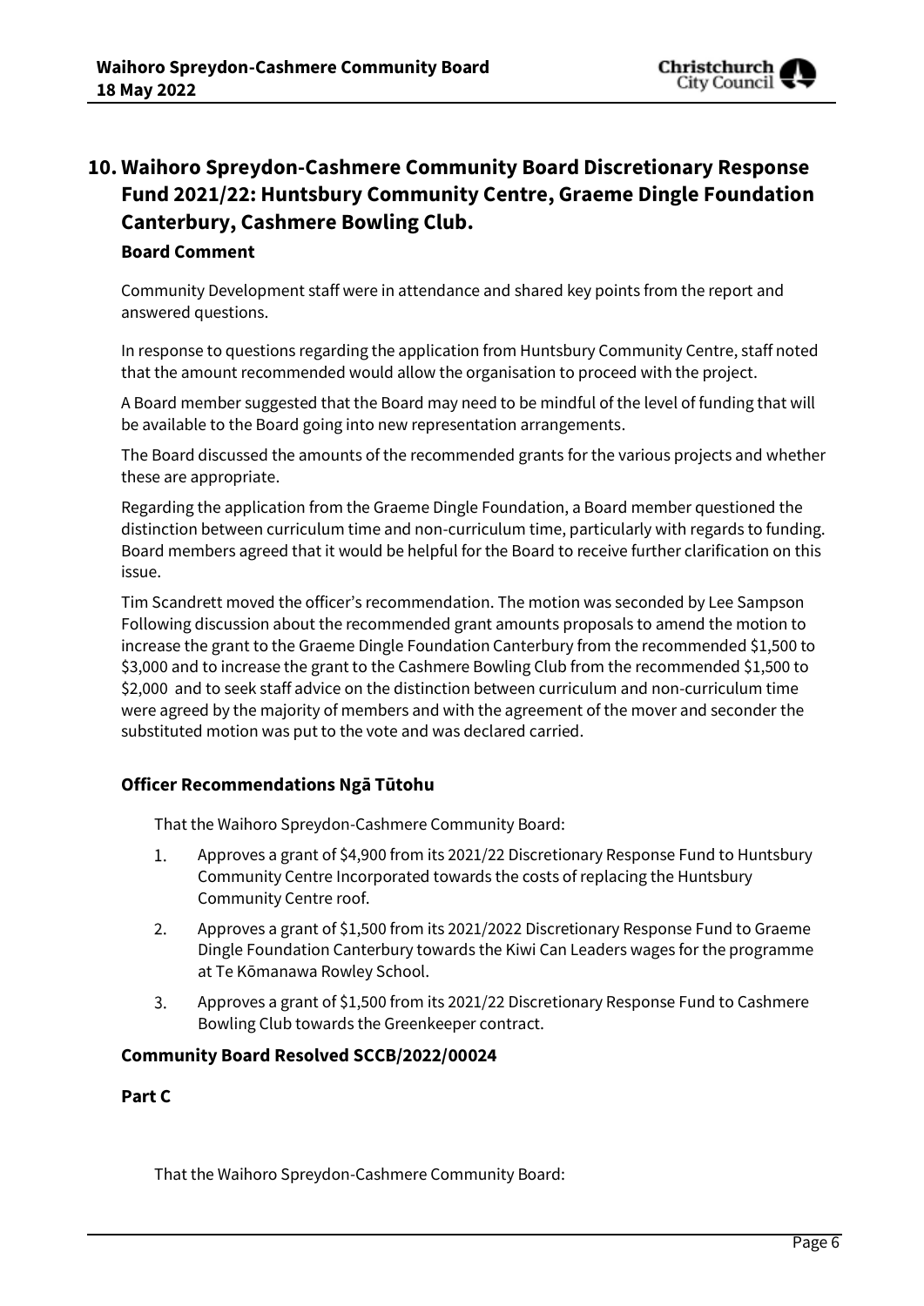## 10. Waihoro Spreydon-Cashmere Community Board Discretionary Response Fund 2021/22: Huntsbury Community Centre, Graeme Dingle Foundation Canterbury, Cashmere Bowling Club.

**Board Comment**

Community Development staff were in attendance and shared key points from the report and answered questions.

In response to questions regarding the application from Huntsbury Community Centre, staff noted that the amount recommended would allow the organisation to proceed with the project.

A Board member suggested that the Board may need to be mindful of the level of funding that will be available to the Board going into new representation arrangements.

The Board discussed the amounts of the recommended grants for the various projects and whether these are appropriate.

Regarding the application from the Graeme Dingle Foundation, a Board member questioned the distinction between curriculum time and non-curriculum time, particularly with regards to funding. Board members agreed that it would be helpful for the Board to receive further clarification on this issue.

Tim Scandrett moved the officer's recommendation. The motion was seconded by Lee Sampson Following discussion about the recommended grant amounts proposals to amend the motion to increase the grant to the Graeme Dingle Foundation Canterbury from the recommended $1,500 to $3,000 and to increase the grant to the Cashmere Bowling Club from the recommended $1,500 to $2,000 and to seek staff advice on the distinction between curriculum and non-curriculum time were agreed by the majority of members and with the agreement of the mover and seconder the substituted motion was put to the vote and was declared carried.

**Officer Recommendations Ngā Tūtohu**

That the Waihoro Spreydon-Cashmere Community Board:

1. Approves a grant of $4,900 from its 2021/22 Discretionary Response Fund to Huntsbury Community Centre Incorporated towards the costs of replacing the Huntsbury Community Centre roof.
2. Approves a grant of $1,500 from its 2021/2022 Discretionary Response Fund to Graeme Dingle Foundation Canterbury towards the Kiwi Can Leaders wages for the programme at Te Kōmanawa Rowley School.
3. Approves a grant of $1,500 from its 2021/22 Discretionary Response Fund to Cashmere Bowling Club towards the Greenkeeper contract.

**Community Board Resolved SCCB/2022/00024**

**Part C**

That the Waihoro Spreydon-Cashmere Community Board: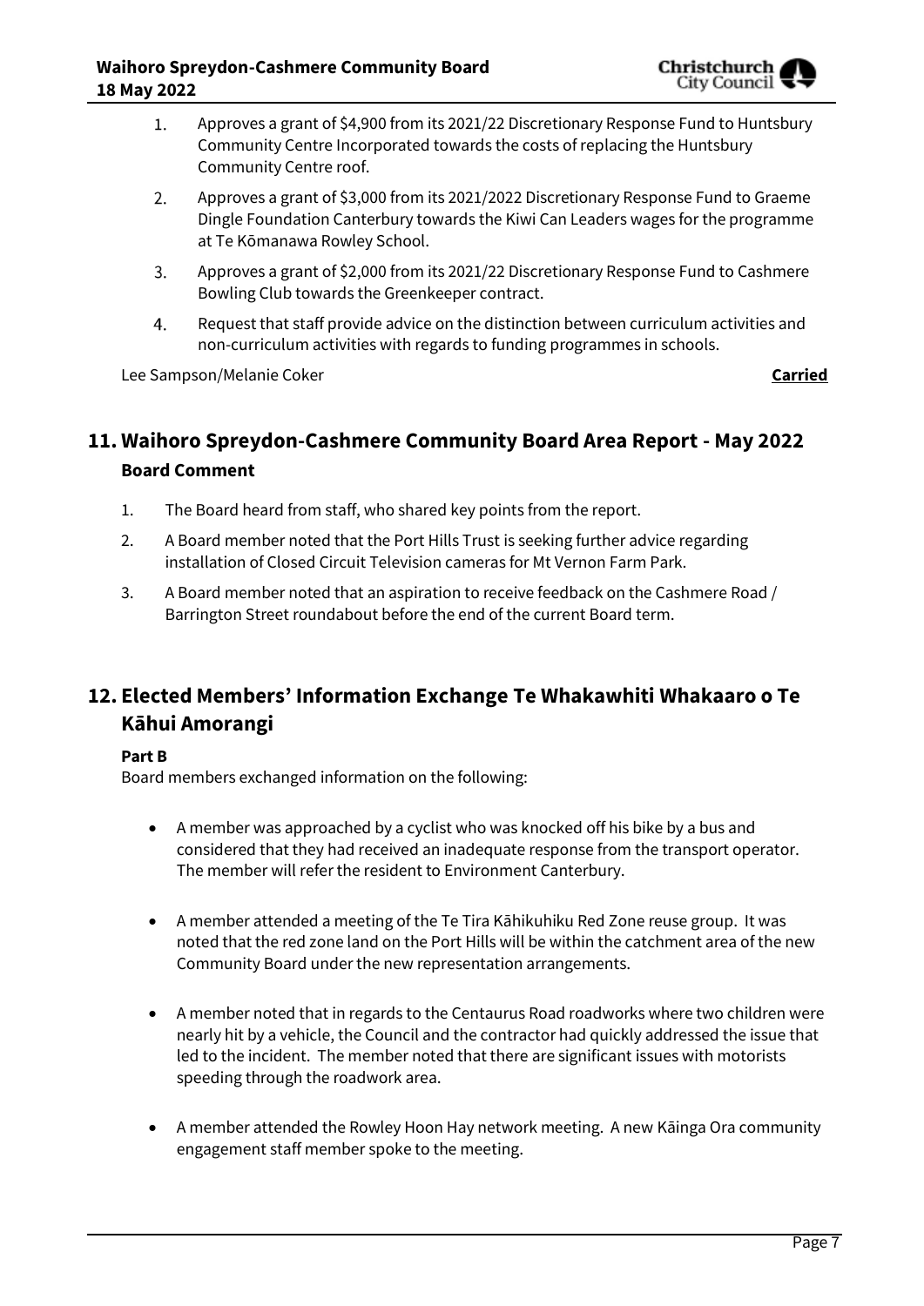1. Approves a grant of \$4,900 from its 2021/22 Discretionary Response Fund to Huntsbury Community Centre Incorporated towards the costs of replacing the Huntsbury Community Centre roof.
2. Approves a grant of \$3,000 from its 2021/2022 Discretionary Response Fund to Graeme Dingle Foundation Canterbury towards the Kiwi Can Leaders wages for the programme at Te Kōmanawa Rowley School.
3. Approves a grant of \$2,000 from its 2021/22 Discretionary Response Fund to Cashmere Bowling Club towards the Greenkeeper contract.
4. Request that staff provide advice on the distinction between curriculum activities and non-curriculum activities with regards to funding programmes in schools.

Lee Sampson/Melanie Coker **Carried**

## 11. Waihoro Spreydon-Cashmere Community Board Area Report - May 2022

**Board Comment**

1. The Board heard from staff, who shared key points from the report.
2. A Board member noted that the Port Hills Trust is seeking further advice regarding installation of Closed Circuit Television cameras for Mt Vernon Farm Park.
3. A Board member noted that an aspiration to receive feedback on the Cashmere Road / Barrington Street roundabout before the end of the current Board term.

## 12. Elected Members' Information Exchange Te Whakawhiti Whakaaro o Te Kāhui Amorangi

**Part B**

Board members exchanged information on the following:

- A member was approached by a cyclist who was knocked off his bike by a bus and considered that they had received an inadequate response from the transport operator. The member will refer the resident to Environment Canterbury.
- A member attended a meeting of the Te Tira Kāhikuhiku Red Zone reuse group. It was noted that the red zone land on the Port Hills will be within the catchment area of the new Community Board under the new representation arrangements.
- A member noted that in regards to the Centaurus Road roadworks where two children were nearly hit by a vehicle, the Council and the contractor had quickly addressed the issue that led to the incident. The member noted that there are significant issues with motorists speeding through the roadwork area.
- A member attended the Rowley Hoon Hay network meeting. A new Kāinga Ora community engagement staff member spoke to the meeting.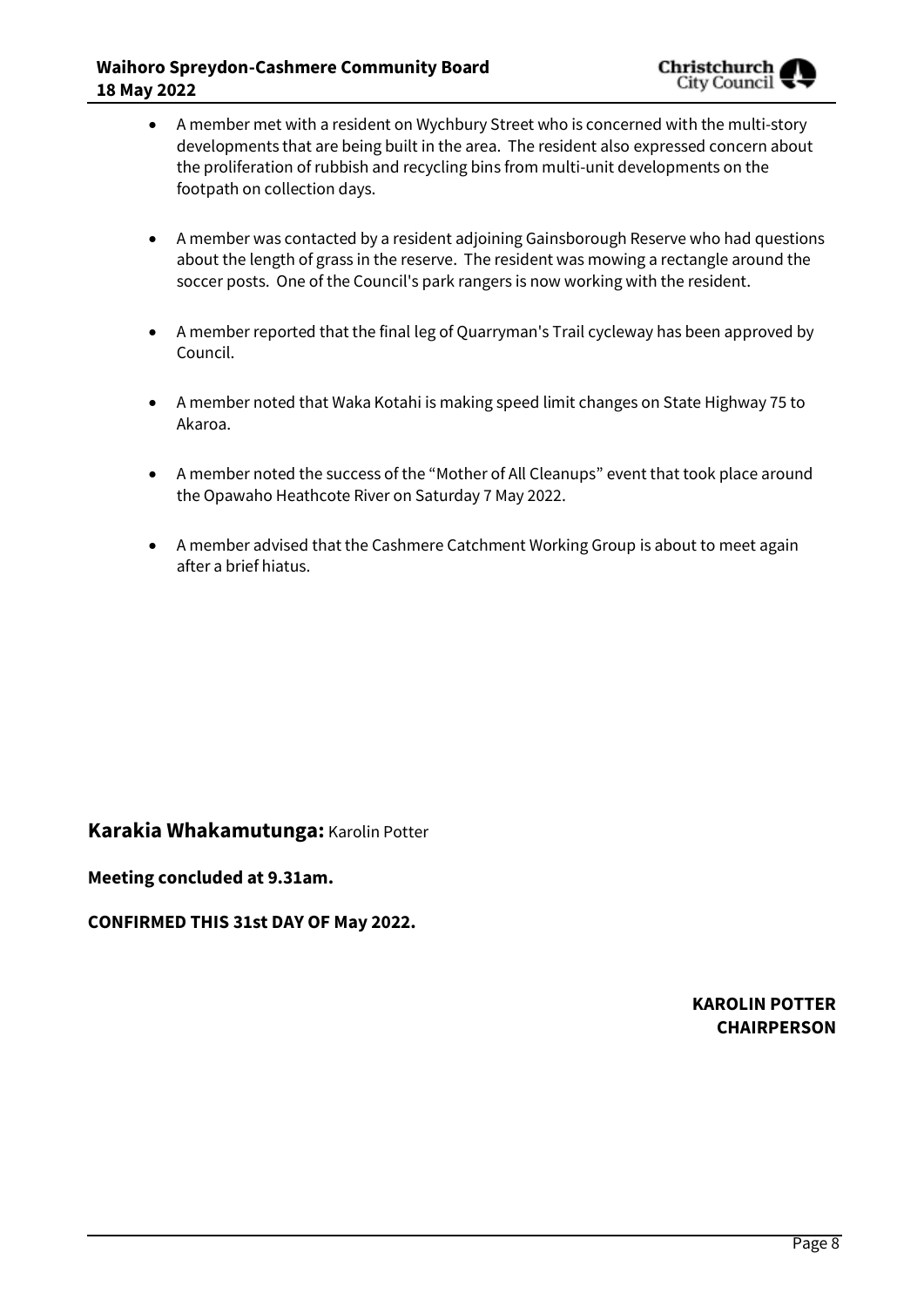- A member met with a resident on Wychbury Street who is concerned with the multi-story developments that are being built in the area. The resident also expressed concern about the proliferation of rubbish and recycling bins from multi-unit developments on the footpath on collection days.

- A member was contacted by a resident adjoining Gainsborough Reserve who had questions about the length of grass in the reserve. The resident was mowing a rectangle around the soccer posts. One of the Council's park rangers is now working with the resident.

- A member reported that the final leg of Quarryman's Trail cycleway has been approved by Council.

- A member noted that Waka Kotahi is making speed limit changes on State Highway 75 to Akaroa.

- A member noted the success of the "Mother of All Cleanups" event that took place around the Opawaho Heathcote River on Saturday 7 May 2022.

- A member advised that the Cashmere Catchment Working Group is about to meet again after a brief hiatus.

**Karakia Whakamutunga:** Karolin Potter

**Meeting concluded at 9.31am.**

**CONFIRMED THIS 31st DAY OF May 2022.**

**KAROLIN POTTER**
**CHAIRPERSON**